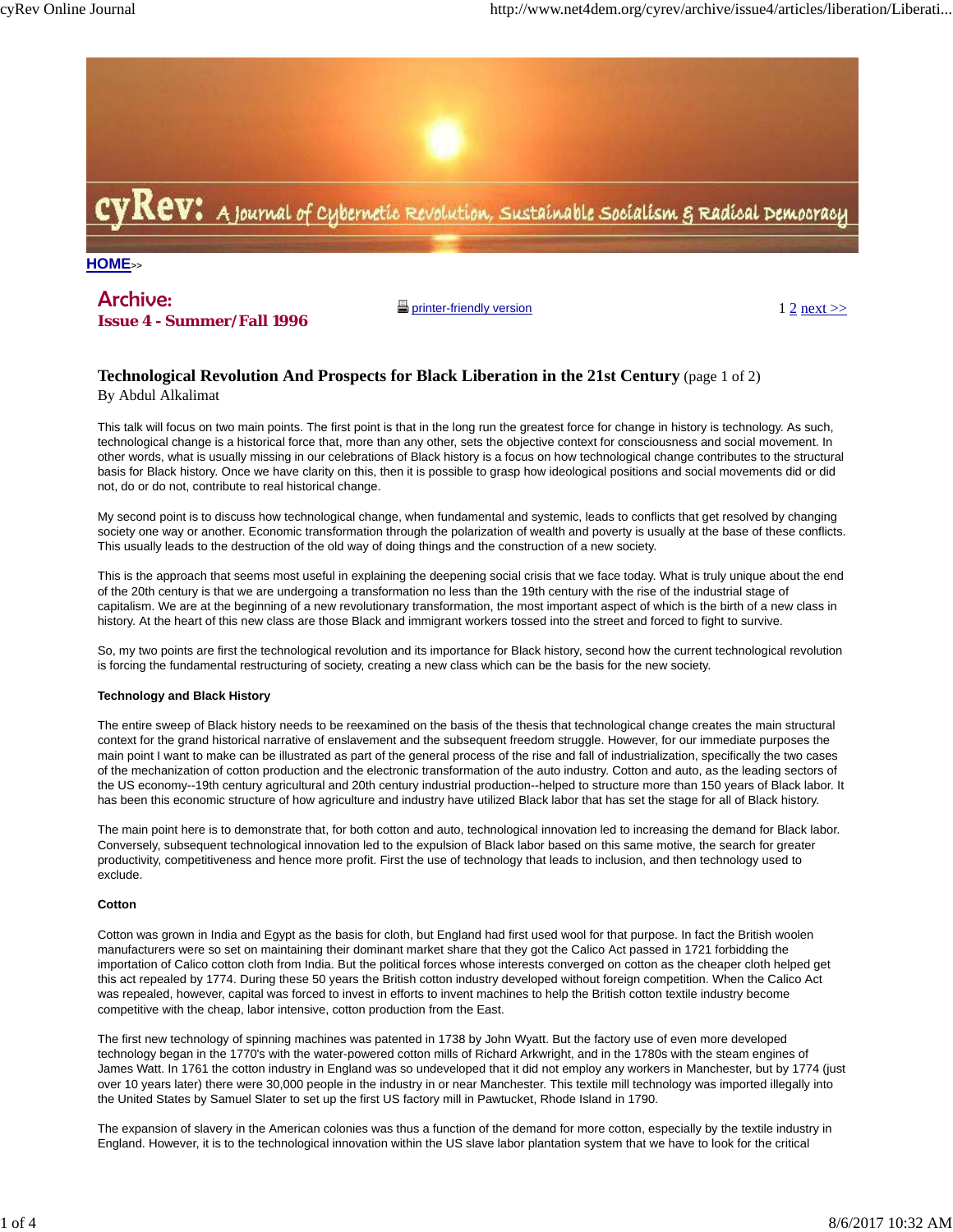cyRev: A Journal of Cybernetic Revolution, Sustainable Socialism & Radical Democracy

HOME>>

## Archive:
### Issue 4 - Summer/Fall 1996

printer-friendly version

1 2 next >>

# Technological Revolution And Prospects for Black Liberation in the 21st Century (page 1 of 2)

By Abdul Alkalimat

This talk will focus on two main points. The first point is that in the long run the greatest force for change in history is technology. As such, technological change is a historical force that, more than any other, sets the objective context for consciousness and social movement. In other words, what is usually missing in our celebrations of Black history is a focus on how technological change contributes to the structural basis for Black history. Once we have clarity on this, then it is possible to grasp how ideological positions and social movements did or did not, do or do not, contribute to real historical change.

My second point is to discuss how technological change, when fundamental and systemic, leads to conflicts that get resolved by changing society one way or another. Economic transformation through the polarization of wealth and poverty is usually at the base of these conflicts. This usually leads to the destruction of the old way of doing things and the construction of a new society.

This is the approach that seems most useful in explaining the deepening social crisis that we face today. What is truly unique about the end of the 20th century is that we are undergoing a transformation no less than the 19th century with the rise of the industrial stage of capitalism. We are at the beginning of a new revolutionary transformation, the most important aspect of which is the birth of a new class in history. At the heart of this new class are those Black and immigrant workers tossed into the street and forced to fight to survive.

So, my two points are first the technological revolution and its importance for Black history, second how the current technological revolution is forcing the fundamental restructuring of society, creating a new class which can be the basis for the new society.

**Technology and Black History**

The entire sweep of Black history needs to be reexamined on the basis of the thesis that technological change creates the main structural context for the grand historical narrative of enslavement and the subsequent freedom struggle. However, for our immediate purposes the main point I want to make can be illustrated as part of the general process of the rise and fall of industrialization, specifically the two cases of the mechanization of cotton production and the electronic transformation of the auto industry. Cotton and auto, as the leading sectors of the US economy--19th century agricultural and 20th century industrial production--helped to structure more than 150 years of Black labor. It has been this economic structure of how agriculture and industry have utilized Black labor that has set the stage for all of Black history.

The main point here is to demonstrate that, for both cotton and auto, technological innovation led to increasing the demand for Black labor. Conversely, subsequent technological innovation led to the expulsion of Black labor based on this same motive, the search for greater productivity, competitiveness and hence more profit. First the use of technology that leads to inclusion, and then technology used to exclude.

**Cotton**

Cotton was grown in India and Egypt as the basis for cloth, but England had first used wool for that purpose. In fact the British woolen manufacturers were so set on maintaining their dominant market share that they got the Calico Act passed in 1721 forbidding the importation of Calico cotton cloth from India. But the political forces whose interests converged on cotton as the cheaper cloth helped get this act repealed by 1774. During these 50 years the British cotton industry developed without foreign competition. When the Calico Act was repealed, however, capital was forced to invest in efforts to invent machines to help the British cotton textile industry become competitive with the cheap, labor intensive, cotton production from the East.

The first new technology of spinning machines was patented in 1738 by John Wyatt. But the factory use of even more developed technology began in the 1770's with the water-powered cotton mills of Richard Arkwright, and in the 1780s with the steam engines of James Watt. In 1761 the cotton industry in England was so undeveloped that it did not employ any workers in Manchester, but by 1774 (just over 10 years later) there were 30,000 people in the industry in or near Manchester. This textile mill technology was imported illegally into the United States by Samuel Slater to set up the first US factory mill in Pawtucket, Rhode Island in 1790.

The expansion of slavery in the American colonies was thus a function of the demand for more cotton, especially by the textile industry in England. However, it is to the technological innovation within the US slave labor plantation system that we have to look for the critical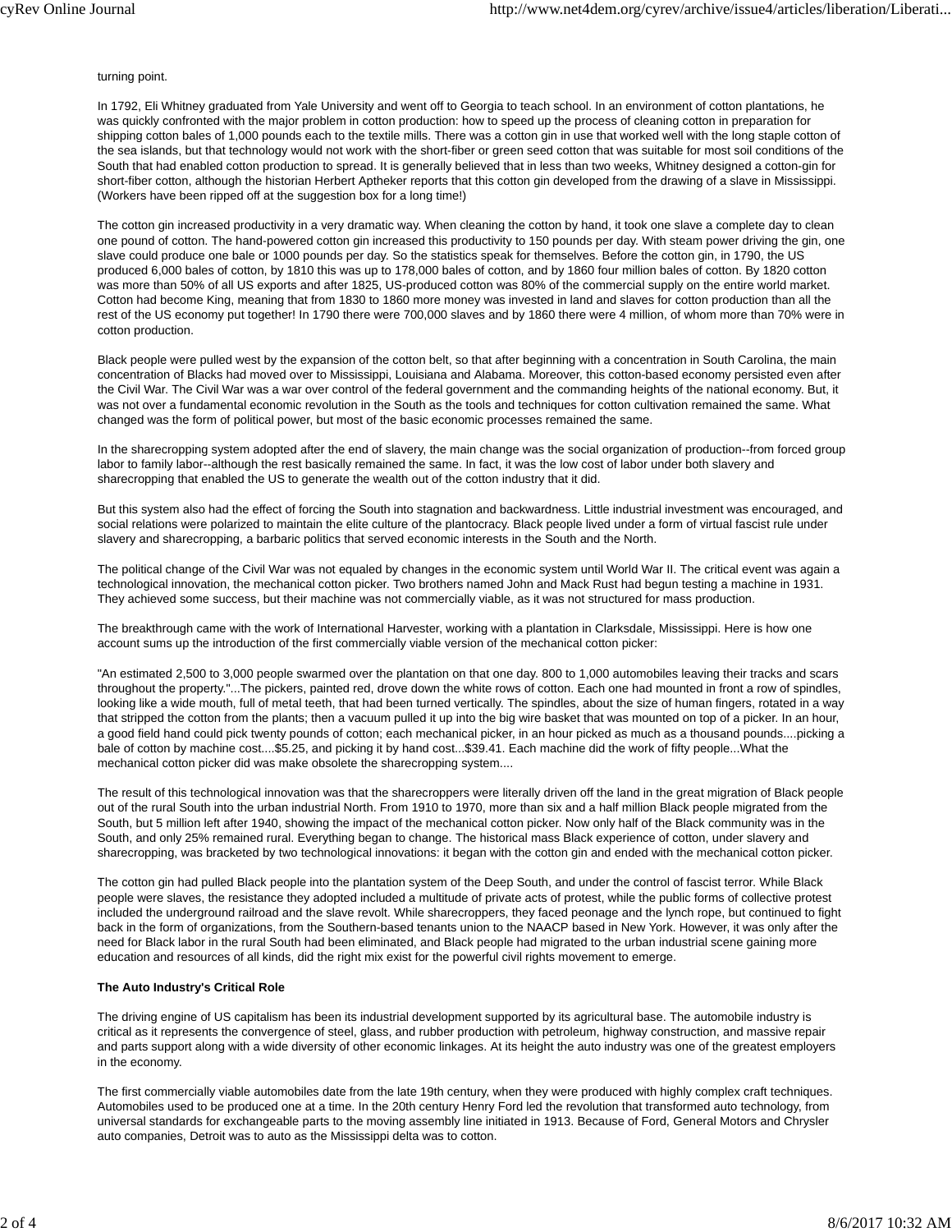turning point.

In 1792, Eli Whitney graduated from Yale University and went off to Georgia to teach school. In an environment of cotton plantations, he was quickly confronted with the major problem in cotton production: how to speed up the process of cleaning cotton in preparation for shipping cotton bales of 1,000 pounds each to the textile mills. There was a cotton gin in use that worked well with the long staple cotton of the sea islands, but that technology would not work with the short-fiber or green seed cotton that was suitable for most soil conditions of the South that had enabled cotton production to spread. It is generally believed that in less than two weeks, Whitney designed a cotton-gin for short-fiber cotton, although the historian Herbert Aptheker reports that this cotton gin developed from the drawing of a slave in Mississippi. (Workers have been ripped off at the suggestion box for a long time!)

The cotton gin increased productivity in a very dramatic way. When cleaning the cotton by hand, it took one slave a complete day to clean one pound of cotton. The hand-powered cotton gin increased this productivity to 150 pounds per day. With steam power driving the gin, one slave could produce one bale or 1000 pounds per day. So the statistics speak for themselves. Before the cotton gin, in 1790, the US produced 6,000 bales of cotton, by 1810 this was up to 178,000 bales of cotton, and by 1860 four million bales of cotton. By 1820 cotton was more than 50% of all US exports and after 1825, US-produced cotton was 80% of the commercial supply on the entire world market. Cotton had become King, meaning that from 1830 to 1860 more money was invested in land and slaves for cotton production than all the rest of the US economy put together! In 1790 there were 700,000 slaves and by 1860 there were 4 million, of whom more than 70% were in cotton production.

Black people were pulled west by the expansion of the cotton belt, so that after beginning with a concentration in South Carolina, the main concentration of Blacks had moved over to Mississippi, Louisiana and Alabama. Moreover, this cotton-based economy persisted even after the Civil War. The Civil War was a war over control of the federal government and the commanding heights of the national economy. But, it was not over a fundamental economic revolution in the South as the tools and techniques for cotton cultivation remained the same. What changed was the form of political power, but most of the basic economic processes remained the same.

In the sharecropping system adopted after the end of slavery, the main change was the social organization of production--from forced group labor to family labor--although the rest basically remained the same. In fact, it was the low cost of labor under both slavery and sharecropping that enabled the US to generate the wealth out of the cotton industry that it did.

But this system also had the effect of forcing the South into stagnation and backwardness. Little industrial investment was encouraged, and social relations were polarized to maintain the elite culture of the plantocracy. Black people lived under a form of virtual fascist rule under slavery and sharecropping, a barbaric politics that served economic interests in the South and the North.

The political change of the Civil War was not equaled by changes in the economic system until World War II. The critical event was again a technological innovation, the mechanical cotton picker. Two brothers named John and Mack Rust had begun testing a machine in 1931. They achieved some success, but their machine was not commercially viable, as it was not structured for mass production.

The breakthrough came with the work of International Harvester, working with a plantation in Clarksdale, Mississippi. Here is how one account sums up the introduction of the first commercially viable version of the mechanical cotton picker:

"An estimated 2,500 to 3,000 people swarmed over the plantation on that one day. 800 to 1,000 automobiles leaving their tracks and scars throughout the property."...The pickers, painted red, drove down the white rows of cotton. Each one had mounted in front a row of spindles, looking like a wide mouth, full of metal teeth, that had been turned vertically. The spindles, about the size of human fingers, rotated in a way that stripped the cotton from the plants; then a vacuum pulled it up into the big wire basket that was mounted on top of a picker. In an hour, a good field hand could pick twenty pounds of cotton; each mechanical picker, in an hour picked as much as a thousand pounds....picking a bale of cotton by machine cost....$5.25, and picking it by hand cost...$39.41. Each machine did the work of fifty people...What the mechanical cotton picker did was make obsolete the sharecropping system....

The result of this technological innovation was that the sharecroppers were literally driven off the land in the great migration of Black people out of the rural South into the urban industrial North. From 1910 to 1970, more than six and a half million Black people migrated from the South, but 5 million left after 1940, showing the impact of the mechanical cotton picker. Now only half of the Black community was in the South, and only 25% remained rural. Everything began to change. The historical mass Black experience of cotton, under slavery and sharecropping, was bracketed by two technological innovations: it began with the cotton gin and ended with the mechanical cotton picker.

The cotton gin had pulled Black people into the plantation system of the Deep South, and under the control of fascist terror. While Black people were slaves, the resistance they adopted included a multitude of private acts of protest, while the public forms of collective protest included the underground railroad and the slave revolt. While sharecroppers, they faced peonage and the lynch rope, but continued to fight back in the form of organizations, from the Southern-based tenants union to the NAACP based in New York. However, it was only after the need for Black labor in the rural South had been eliminated, and Black people had migrated to the urban industrial scene gaining more education and resources of all kinds, did the right mix exist for the powerful civil rights movement to emerge.

**The Auto Industry's Critical Role**

The driving engine of US capitalism has been its industrial development supported by its agricultural base. The automobile industry is critical as it represents the convergence of steel, glass, and rubber production with petroleum, highway construction, and massive repair and parts support along with a wide diversity of other economic linkages. At its height the auto industry was one of the greatest employers in the economy.

The first commercially viable automobiles date from the late 19th century, when they were produced with highly complex craft techniques. Automobiles used to be produced one at a time. In the 20th century Henry Ford led the revolution that transformed auto technology, from universal standards for exchangeable parts to the moving assembly line initiated in 1913. Because of Ford, General Motors and Chrysler auto companies, Detroit was to auto as the Mississippi delta was to cotton.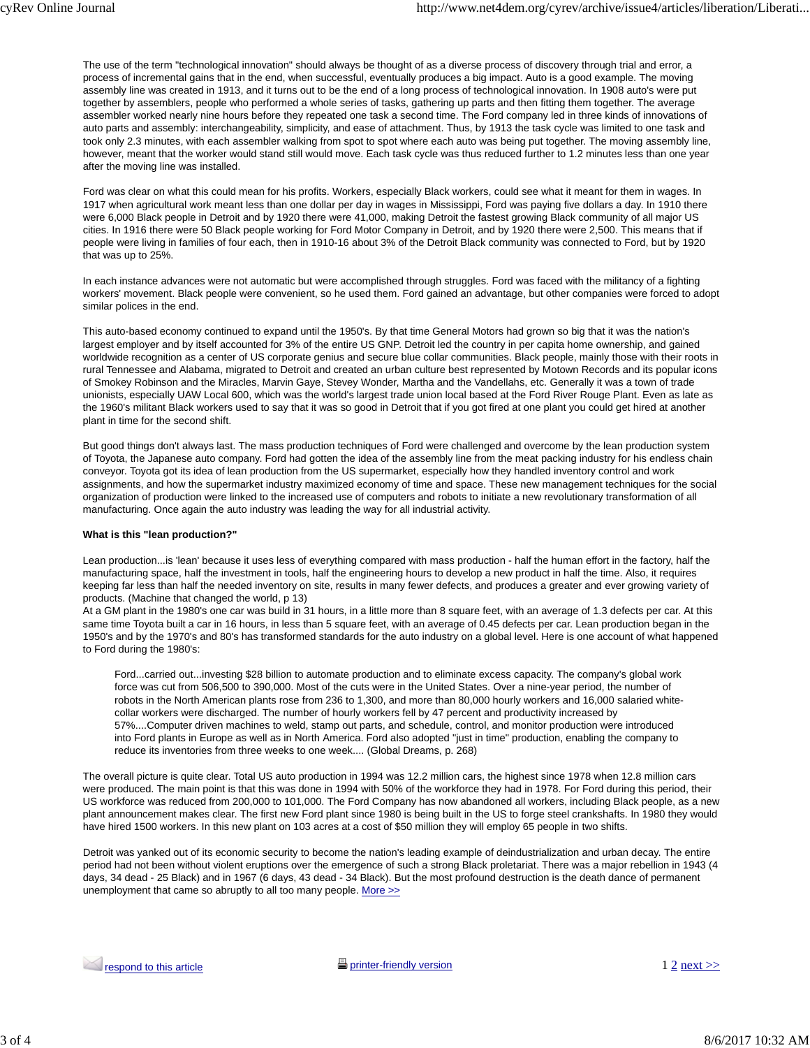The use of the term "technological innovation" should always be thought of as a diverse process of discovery through trial and error, a process of incremental gains that in the end, when successful, eventually produces a big impact. Auto is a good example. The moving assembly line was created in 1913, and it turns out to be the end of a long process of technological innovation. In 1908 auto's were put together by assemblers, people who performed a whole series of tasks, gathering up parts and then fitting them together. The average assembler worked nearly nine hours before they repeated one task a second time. The Ford company led in three kinds of innovations of auto parts and assembly: interchangeability, simplicity, and ease of attachment. Thus, by 1913 the task cycle was limited to one task and took only 2.3 minutes, with each assembler walking from spot to spot where each auto was being put together. The moving assembly line, however, meant that the worker would stand still would move. Each task cycle was thus reduced further to 1.2 minutes less than one year after the moving line was installed.

Ford was clear on what this could mean for his profits. Workers, especially Black workers, could see what it meant for them in wages. In 1917 when agricultural work meant less than one dollar per day in wages in Mississippi, Ford was paying five dollars a day. In 1910 there were 6,000 Black people in Detroit and by 1920 there were 41,000, making Detroit the fastest growing Black community of all major US cities. In 1916 there were 50 Black people working for Ford Motor Company in Detroit, and by 1920 there were 2,500. This means that if people were living in families of four each, then in 1910-16 about 3% of the Detroit Black community was connected to Ford, but by 1920 that was up to 25%.

In each instance advances were not automatic but were accomplished through struggles. Ford was faced with the militancy of a fighting workers' movement. Black people were convenient, so he used them. Ford gained an advantage, but other companies were forced to adopt similar polices in the end.

This auto-based economy continued to expand until the 1950's. By that time General Motors had grown so big that it was the nation's largest employer and by itself accounted for 3% of the entire US GNP. Detroit led the country in per capita home ownership, and gained worldwide recognition as a center of US corporate genius and secure blue collar communities. Black people, mainly those with their roots in rural Tennessee and Alabama, migrated to Detroit and created an urban culture best represented by Motown Records and its popular icons of Smokey Robinson and the Miracles, Marvin Gaye, Stevey Wonder, Martha and the Vandellahs, etc. Generally it was a town of trade unionists, especially UAW Local 600, which was the world's largest trade union local based at the Ford River Rouge Plant. Even as late as the 1960's militant Black workers used to say that it was so good in Detroit that if you got fired at one plant you could get hired at another plant in time for the second shift.

But good things don't always last. The mass production techniques of Ford were challenged and overcome by the lean production system of Toyota, the Japanese auto company. Ford had gotten the idea of the assembly line from the meat packing industry for his endless chain conveyor. Toyota got its idea of lean production from the US supermarket, especially how they handled inventory control and work assignments, and how the supermarket industry maximized economy of time and space. These new management techniques for the social organization of production were linked to the increased use of computers and robots to initiate a new revolutionary transformation of all manufacturing. Once again the auto industry was leading the way for all industrial activity.

**What is this "lean production?"**

Lean production...is 'lean' because it uses less of everything compared with mass production - half the human effort in the factory, half the manufacturing space, half the investment in tools, half the engineering hours to develop a new product in half the time. Also, it requires keeping far less than half the needed inventory on site, results in many fewer defects, and produces a greater and ever growing variety of products. (Machine that changed the world, p 13)
At a GM plant in the 1980's one car was build in 31 hours, in a little more than 8 square feet, with an average of 1.3 defects per car. At this same time Toyota built a car in 16 hours, in less than 5 square feet, with an average of 0.45 defects per car. Lean production began in the 1950's and by the 1970's and 80's has transformed standards for the auto industry on a global level. Here is one account of what happened to Ford during the 1980's:

> Ford...carried out...investing $28 billion to automate production and to eliminate excess capacity. The company's global work force was cut from 506,500 to 390,000. Most of the cuts were in the United States. Over a nine-year period, the number of robots in the North American plants rose from 236 to 1,300, and more than 80,000 hourly workers and 16,000 salaried white-collar workers were discharged. The number of hourly workers fell by 47 percent and productivity increased by 57%....Computer driven machines to weld, stamp out parts, and schedule, control, and monitor production were introduced into Ford plants in Europe as well as in North America. Ford also adopted "just in time" production, enabling the company to reduce its inventories from three weeks to one week.... (Global Dreams, p. 268)

The overall picture is quite clear. Total US auto production in 1994 was 12.2 million cars, the highest since 1978 when 12.8 million cars were produced. The main point is that this was done in 1994 with 50% of the workforce they had in 1978. For Ford during this period, their US workforce was reduced from 200,000 to 101,000. The Ford Company has now abandoned all workers, including Black people, as a new plant announcement makes clear. The first new Ford plant since 1980 is being built in the US to forge steel crankshafts. In 1980 they would have hired 1500 workers. In this new plant on 103 acres at a cost of $50 million they will employ 65 people in two shifts.

Detroit was yanked out of its economic security to become the nation's leading example of deindustrialization and urban decay. The entire period had not been without violent eruptions over the emergence of such a strong Black proletariat. There was a major rebellion in 1943 (4 days, 34 dead - 25 Black) and in 1967 (6 days, 43 dead - 34 Black). But the most profound destruction is the death dance of permanent unemployment that came so abruptly to all too many people. More >>

respond to this article printer-friendly version 1 2 next >>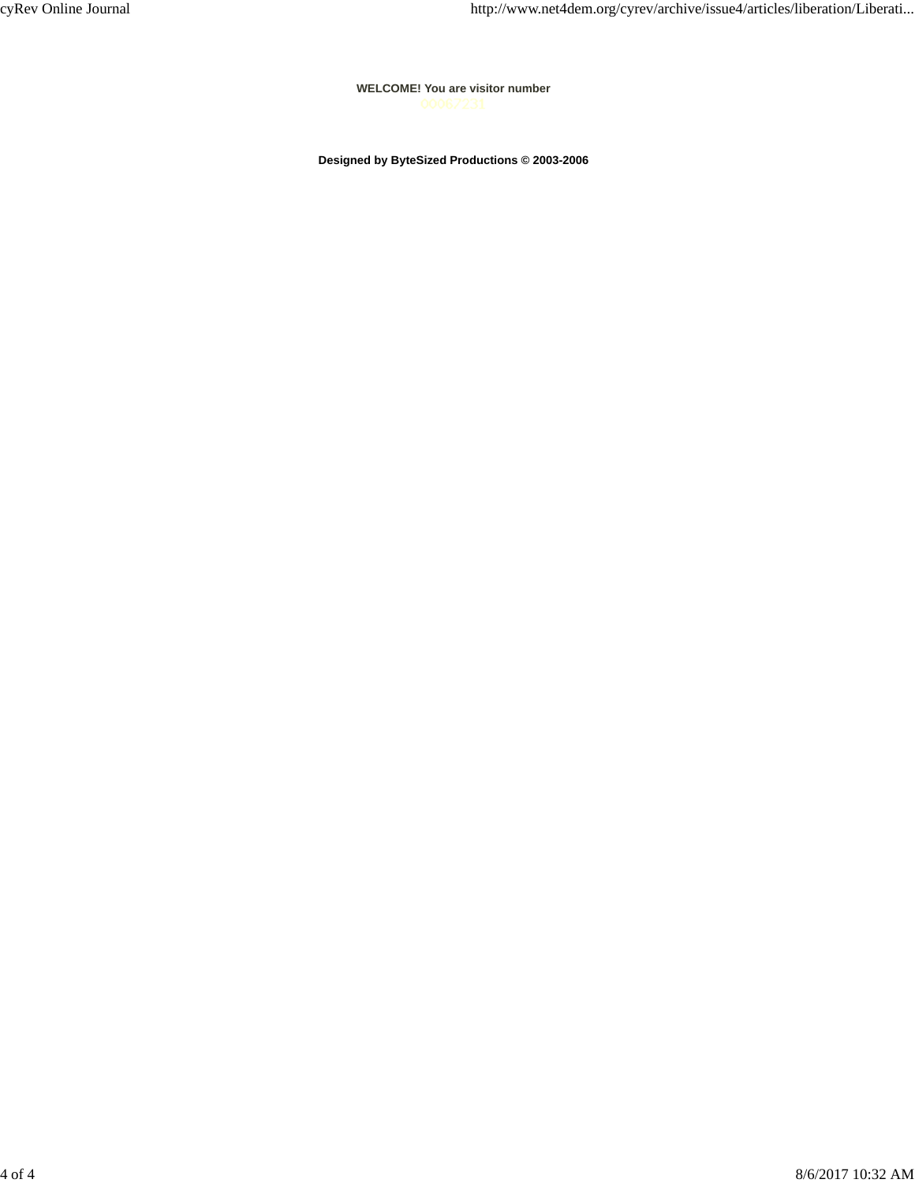**WELCOME! You are visitor number**

00067231

**Designed by ByteSized Productions © 2003-2006**